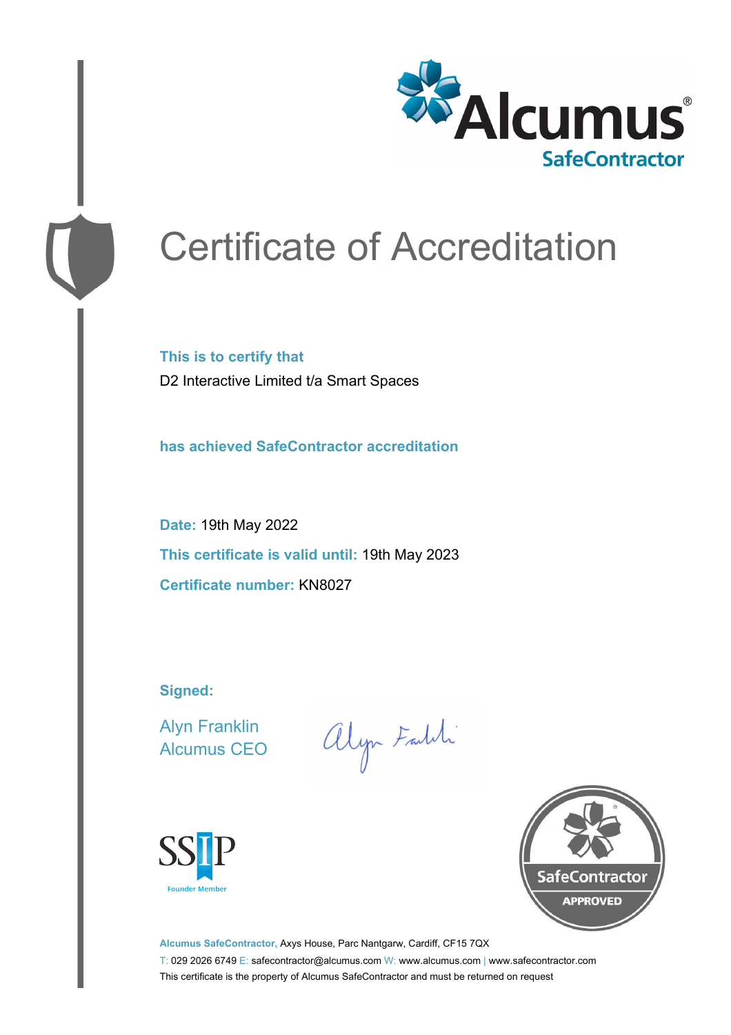Alcumus® SafeContractor

# Certificate of Accreditation

**This is to certify that**

D2 Interactive Limited t/a Smart Spaces

**has achieved SafeContractor accreditation**

**Date:** 19th May 2022

**This certificate is valid until:** 19th May 2023

**Certificate number:** KN8027

**Signed:**

Alyn Franklin
Alcumus CEO

SSIP Founder Member

SafeContractor APPROVED

**Alcumus SafeContractor,** Axys House, Parc Nantgarw, Cardiff, CF15 7QX
T: 029 2026 6749 E: safecontractor@alcumus.com W: www.alcumus.com | www.safecontractor.com
This certificate is the property of Alcumus SafeContractor and must be returned on request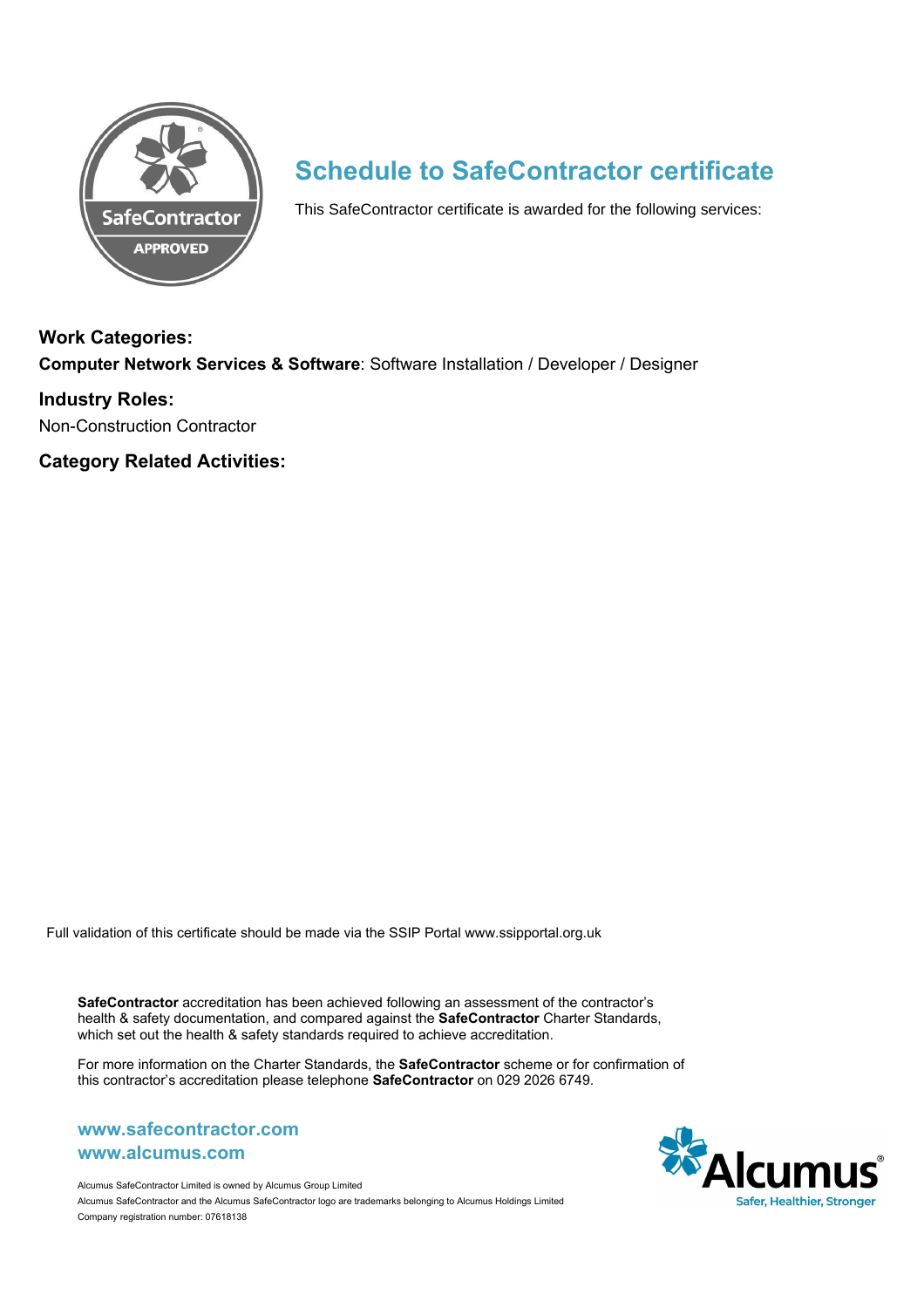# Schedule to SafeContractor certificate

This SafeContractor certificate is awarded for the following services:

**Work Categories:**

**Computer Network Services & Software**: Software Installation / Developer / Designer

**Industry Roles:**

Non-Construction Contractor

**Category Related Activities:**

Full validation of this certificate should be made via the SSIP Portal www.ssipportal.org.uk

**SafeContractor** accreditation has been achieved following an assessment of the contractor's health & safety documentation, and compared against the **SafeContractor** Charter Standards, which set out the health & safety standards required to achieve accreditation.

For more information on the Charter Standards, the **SafeContractor** scheme or for confirmation of this contractor's accreditation please telephone **SafeContractor** on 029 2026 6749.

**www.safecontractor.com**
**www.alcumus.com**

Alcumus SafeContractor Limited is owned by Alcumus Group Limited
Alcumus SafeContractor and the Alcumus SafeContractor logo are trademarks belonging to Alcumus Holdings Limited
Company registration number: 07618138

Alcumus
Safer, Healthier, Stronger